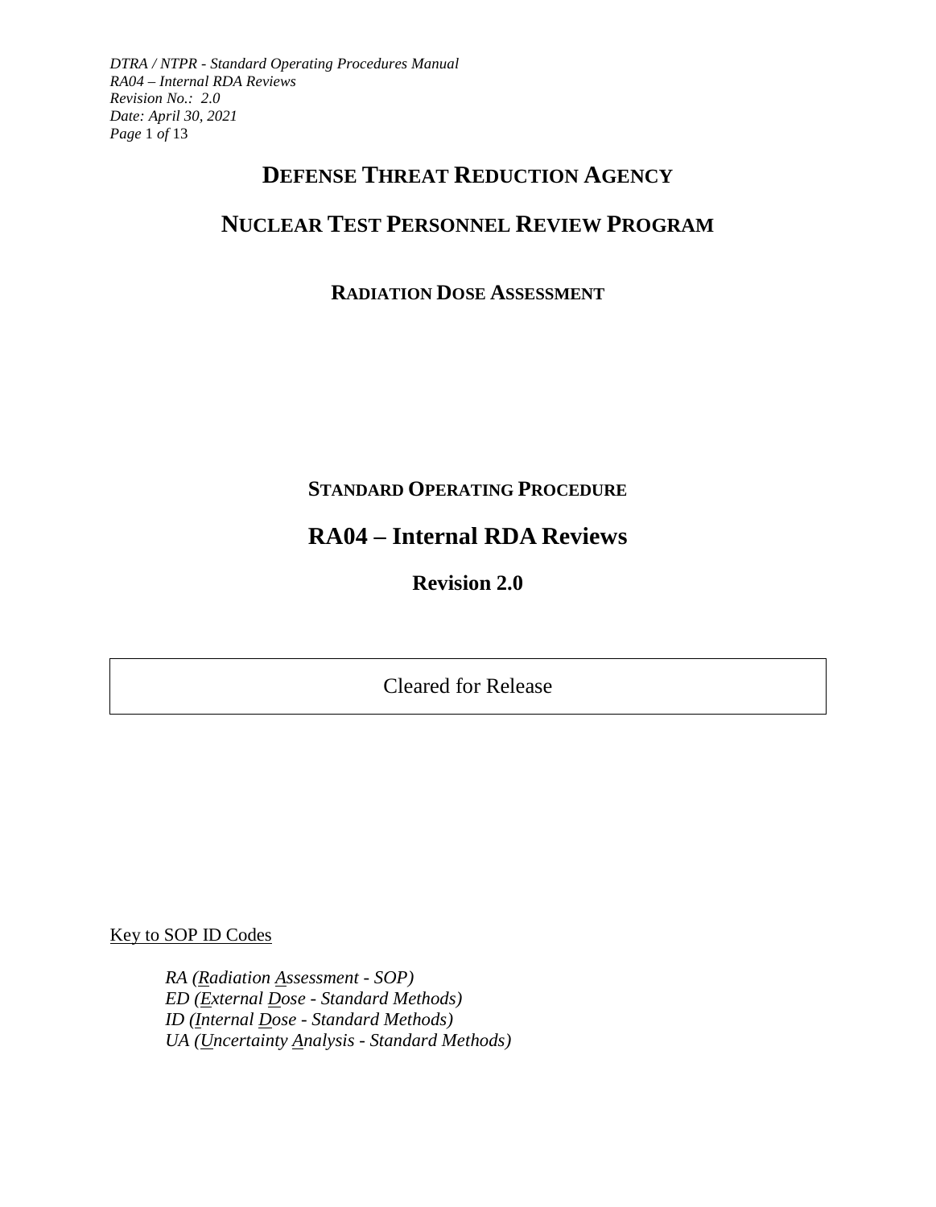# DEFENSE THREAT REDUCTION AGENCY

# NUCLEAR TEST PERSONNEL REVIEW PROGRAM

## RADIATION DOSE ASSESSMENT

## STANDARD OPERATING PROCEDURE

# RA04 – Internal RDA Reviews

## Revision 2.0

Cleared for Release

Key to SOP ID Codes

*RA (Radiation Assessment - SOP)*
*ED (External Dose - Standard Methods)*
*ID (Internal Dose - Standard Methods)*
*UA (Uncertainty Analysis - Standard Methods)*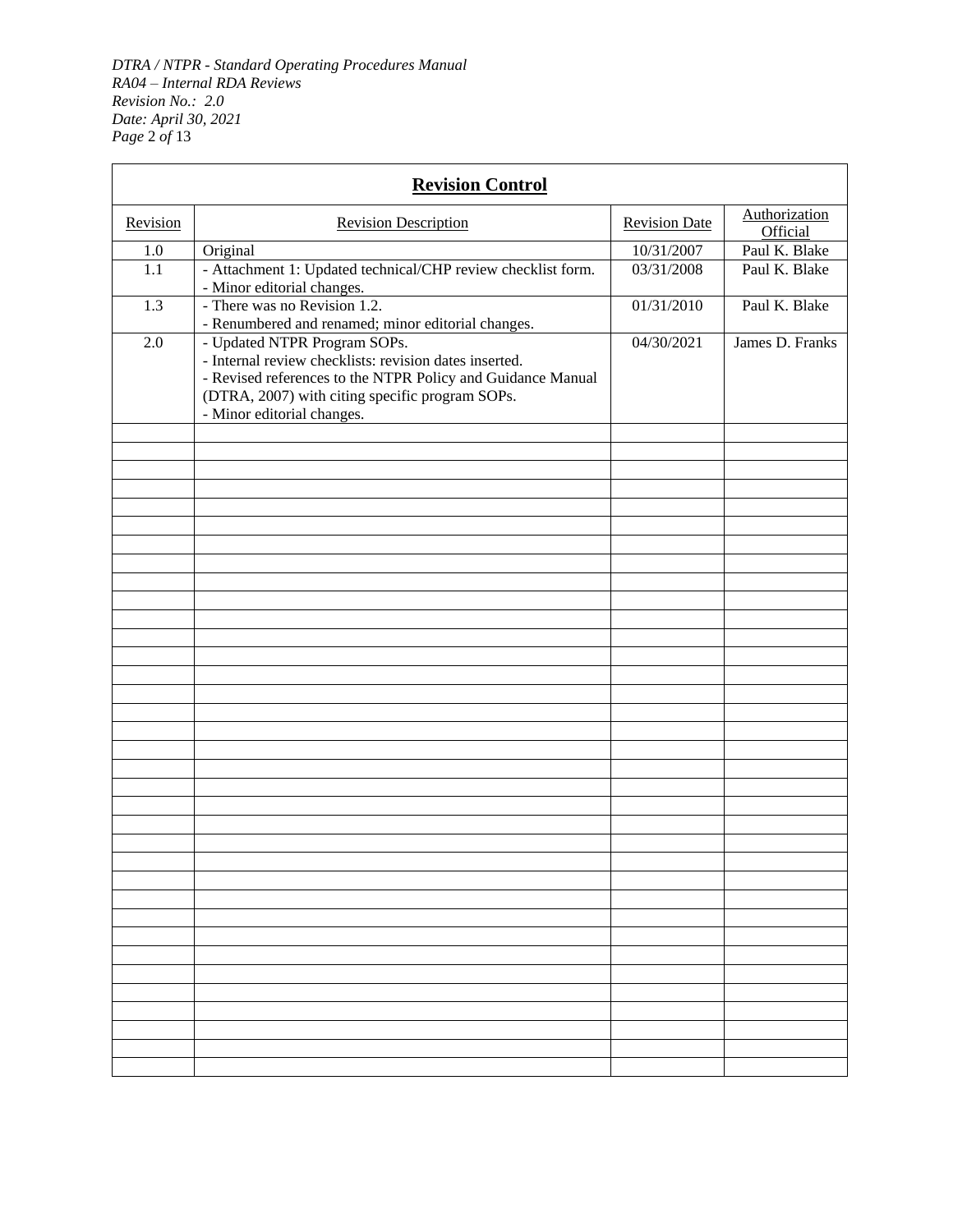| Revision Control | | | |
|---|---|---|---|
| Revision | Revision Description | Revision Date | Authorization Official |
| 1.0 | Original | 10/31/2007 | Paul K. Blake |
| 1.1 | - Attachment 1: Updated technical/CHP review checklist form.<br>- Minor editorial changes. | 03/31/2008 | Paul K. Blake |
| 1.3 | - There was no Revision 1.2.<br>- Renumbered and renamed; minor editorial changes. | 01/31/2010 | Paul K. Blake |
| 2.0 | - Updated NTPR Program SOPs.<br>- Internal review checklists: revision dates inserted.<br>- Revised references to the NTPR Policy and Guidance Manual (DTRA, 2007) with citing specific program SOPs.<br>- Minor editorial changes. | 04/30/2021 | James D. Franks |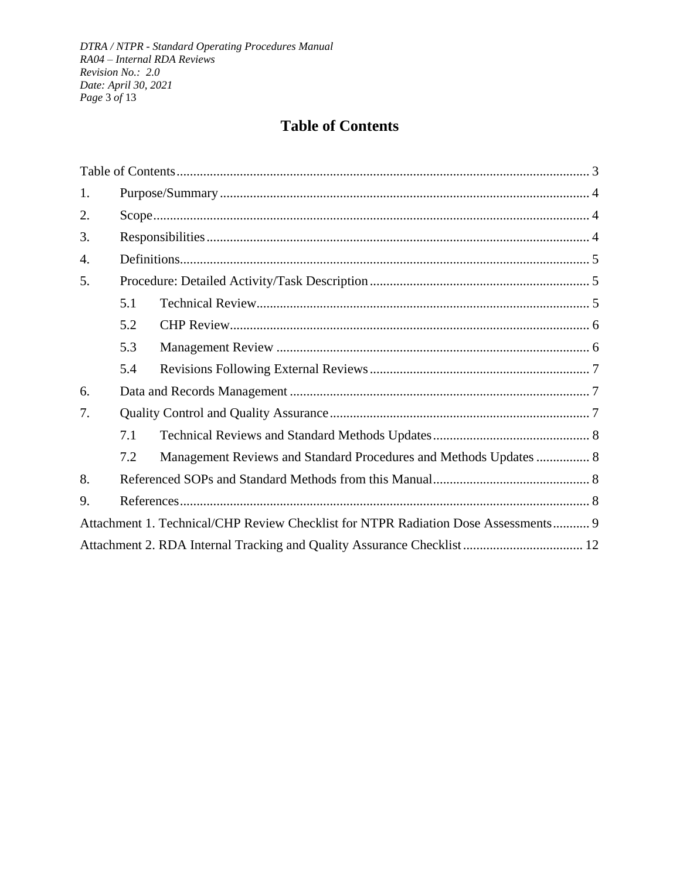# Table of Contents

Table of Contents ........................................................................................................................ 3

1. Purpose/Summary ............................................................................................................... 4
2. Scope .................................................................................................................................. 4
3. Responsibilities .................................................................................................................. 4
4. Definitions .......................................................................................................................... 5
5. Procedure: Detailed Activity/Task Description .................................................................. 5
   - 5.1 Technical Review .................................................................................................... 5
   - 5.2 CHP Review ............................................................................................................ 6
   - 5.3 Management Review ............................................................................................... 6
   - 5.4 Revisions Following External Reviews .................................................................. 7
6. Data and Records Management .......................................................................................... 7
7. Quality Control and Quality Assurance .............................................................................. 7
   - 7.1 Technical Reviews and Standard Methods Updates ............................................... 8
   - 7.2 Management Reviews and Standard Procedures and Methods Updates ................ 8
8. Referenced SOPs and Standard Methods from this Manual ............................................... 8
9. References .......................................................................................................................... 8

Attachment 1. Technical/CHP Review Checklist for NTPR Radiation Dose Assessments ........... 9

Attachment 2. RDA Internal Tracking and Quality Assurance Checklist .................................... 12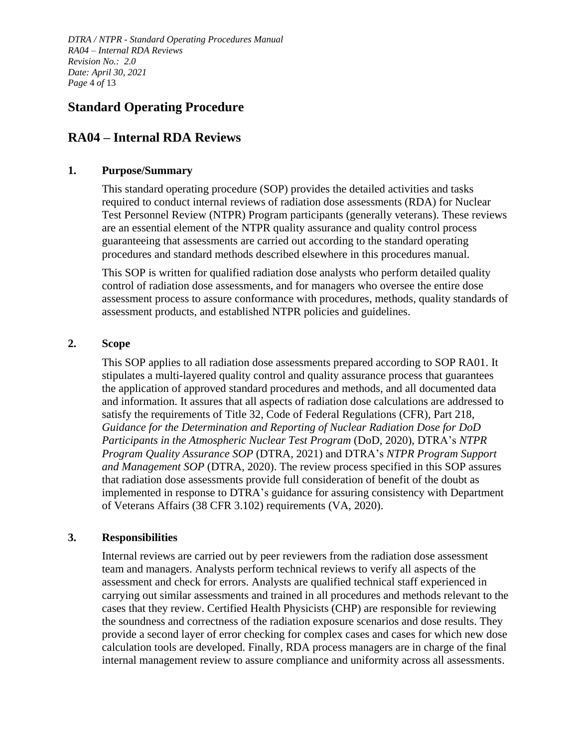# Standard Operating Procedure

# RA04 – Internal RDA Reviews

## 1. Purpose/Summary

This standard operating procedure (SOP) provides the detailed activities and tasks required to conduct internal reviews of radiation dose assessments (RDA) for Nuclear Test Personnel Review (NTPR) Program participants (generally veterans). These reviews are an essential element of the NTPR quality assurance and quality control process guaranteeing that assessments are carried out according to the standard operating procedures and standard methods described elsewhere in this procedures manual.

This SOP is written for qualified radiation dose analysts who perform detailed quality control of radiation dose assessments, and for managers who oversee the entire dose assessment process to assure conformance with procedures, methods, quality standards of assessment products, and established NTPR policies and guidelines.

## 2. Scope

This SOP applies to all radiation dose assessments prepared according to SOP RA01. It stipulates a multi-layered quality control and quality assurance process that guarantees the application of approved standard procedures and methods, and all documented data and information. It assures that all aspects of radiation dose calculations are addressed to satisfy the requirements of Title 32, Code of Federal Regulations (CFR), Part 218, *Guidance for the Determination and Reporting of Nuclear Radiation Dose for DoD Participants in the Atmospheric Nuclear Test Program* (DoD, 2020), DTRA's *NTPR Program Quality Assurance SOP* (DTRA, 2021) and DTRA's *NTPR Program Support and Management SOP* (DTRA, 2020). The review process specified in this SOP assures that radiation dose assessments provide full consideration of benefit of the doubt as implemented in response to DTRA's guidance for assuring consistency with Department of Veterans Affairs (38 CFR 3.102) requirements (VA, 2020).

## 3. Responsibilities

Internal reviews are carried out by peer reviewers from the radiation dose assessment team and managers. Analysts perform technical reviews to verify all aspects of the assessment and check for errors. Analysts are qualified technical staff experienced in carrying out similar assessments and trained in all procedures and methods relevant to the cases that they review. Certified Health Physicists (CHP) are responsible for reviewing the soundness and correctness of the radiation exposure scenarios and dose results. They provide a second layer of error checking for complex cases and cases for which new dose calculation tools are developed. Finally, RDA process managers are in charge of the final internal management review to assure compliance and uniformity across all assessments.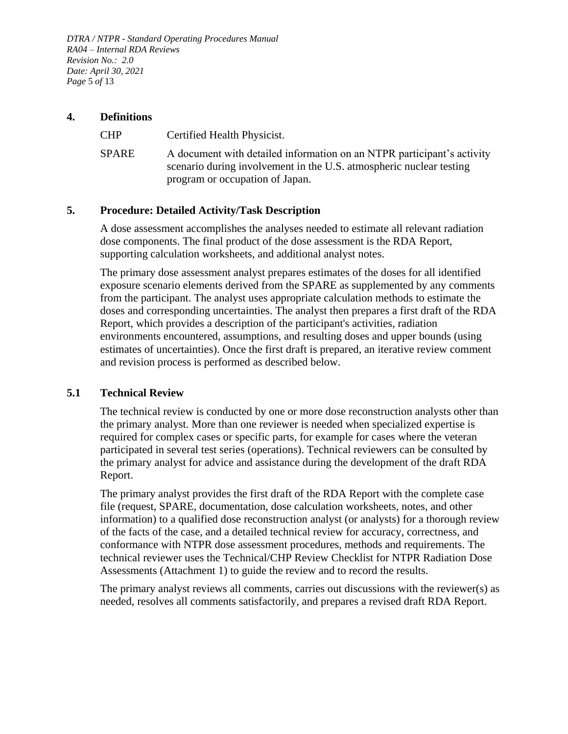## 4. Definitions

| | |
|---|---|
| CHP | Certified Health Physicist. |
| SPARE | A document with detailed information on an NTPR participant's activity scenario during involvement in the U.S. atmospheric nuclear testing program or occupation of Japan. |

## 5. Procedure: Detailed Activity/Task Description

A dose assessment accomplishes the analyses needed to estimate all relevant radiation dose components. The final product of the dose assessment is the RDA Report, supporting calculation worksheets, and additional analyst notes.

The primary dose assessment analyst prepares estimates of the doses for all identified exposure scenario elements derived from the SPARE as supplemented by any comments from the participant. The analyst uses appropriate calculation methods to estimate the doses and corresponding uncertainties. The analyst then prepares a first draft of the RDA Report, which provides a description of the participant's activities, radiation environments encountered, assumptions, and resulting doses and upper bounds (using estimates of uncertainties). Once the first draft is prepared, an iterative review comment and revision process is performed as described below.

### 5.1 Technical Review

The technical review is conducted by one or more dose reconstruction analysts other than the primary analyst. More than one reviewer is needed when specialized expertise is required for complex cases or specific parts, for example for cases where the veteran participated in several test series (operations). Technical reviewers can be consulted by the primary analyst for advice and assistance during the development of the draft RDA Report.

The primary analyst provides the first draft of the RDA Report with the complete case file (request, SPARE, documentation, dose calculation worksheets, notes, and other information) to a qualified dose reconstruction analyst (or analysts) for a thorough review of the facts of the case, and a detailed technical review for accuracy, correctness, and conformance with NTPR dose assessment procedures, methods and requirements. The technical reviewer uses the Technical/CHP Review Checklist for NTPR Radiation Dose Assessments (Attachment 1) to guide the review and to record the results.

The primary analyst reviews all comments, carries out discussions with the reviewer(s) as needed, resolves all comments satisfactorily, and prepares a revised draft RDA Report.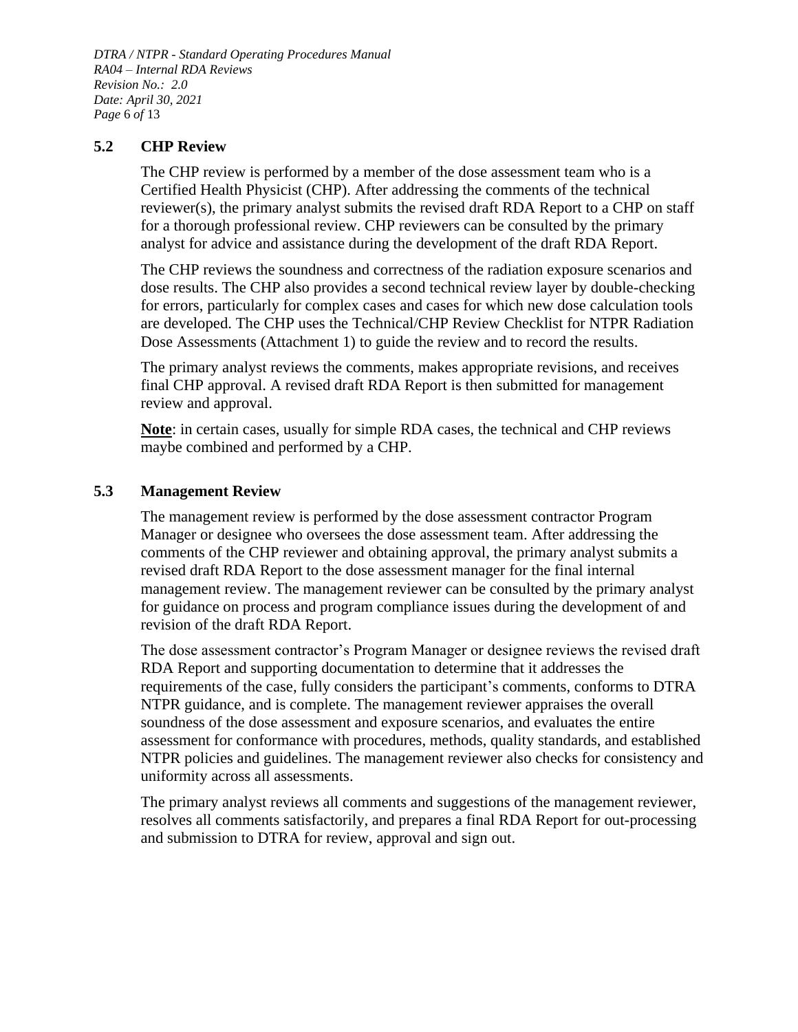### 5.2 CHP Review

The CHP review is performed by a member of the dose assessment team who is a Certified Health Physicist (CHP). After addressing the comments of the technical reviewer(s), the primary analyst submits the revised draft RDA Report to a CHP on staff for a thorough professional review. CHP reviewers can be consulted by the primary analyst for advice and assistance during the development of the draft RDA Report.

The CHP reviews the soundness and correctness of the radiation exposure scenarios and dose results. The CHP also provides a second technical review layer by double-checking for errors, particularly for complex cases and cases for which new dose calculation tools are developed. The CHP uses the Technical/CHP Review Checklist for NTPR Radiation Dose Assessments (Attachment 1) to guide the review and to record the results.

The primary analyst reviews the comments, makes appropriate revisions, and receives final CHP approval. A revised draft RDA Report is then submitted for management review and approval.

**Note**: in certain cases, usually for simple RDA cases, the technical and CHP reviews maybe combined and performed by a CHP.

### 5.3 Management Review

The management review is performed by the dose assessment contractor Program Manager or designee who oversees the dose assessment team. After addressing the comments of the CHP reviewer and obtaining approval, the primary analyst submits a revised draft RDA Report to the dose assessment manager for the final internal management review. The management reviewer can be consulted by the primary analyst for guidance on process and program compliance issues during the development of and revision of the draft RDA Report.

The dose assessment contractor's Program Manager or designee reviews the revised draft RDA Report and supporting documentation to determine that it addresses the requirements of the case, fully considers the participant's comments, conforms to DTRA NTPR guidance, and is complete. The management reviewer appraises the overall soundness of the dose assessment and exposure scenarios, and evaluates the entire assessment for conformance with procedures, methods, quality standards, and established NTPR policies and guidelines. The management reviewer also checks for consistency and uniformity across all assessments.

The primary analyst reviews all comments and suggestions of the management reviewer, resolves all comments satisfactorily, and prepares a final RDA Report for out-processing and submission to DTRA for review, approval and sign out.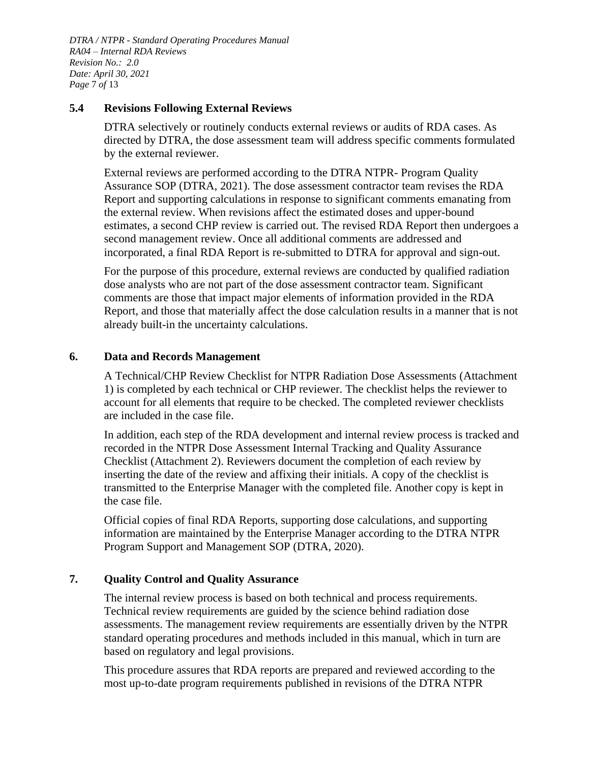### 5.4 Revisions Following External Reviews

DTRA selectively or routinely conducts external reviews or audits of RDA cases. As directed by DTRA, the dose assessment team will address specific comments formulated by the external reviewer.

External reviews are performed according to the DTRA NTPR- Program Quality Assurance SOP (DTRA, 2021). The dose assessment contractor team revises the RDA Report and supporting calculations in response to significant comments emanating from the external review. When revisions affect the estimated doses and upper-bound estimates, a second CHP review is carried out. The revised RDA Report then undergoes a second management review. Once all additional comments are addressed and incorporated, a final RDA Report is re-submitted to DTRA for approval and sign-out.

For the purpose of this procedure, external reviews are conducted by qualified radiation dose analysts who are not part of the dose assessment contractor team. Significant comments are those that impact major elements of information provided in the RDA Report, and those that materially affect the dose calculation results in a manner that is not already built-in the uncertainty calculations.

## 6. Data and Records Management

A Technical/CHP Review Checklist for NTPR Radiation Dose Assessments (Attachment 1) is completed by each technical or CHP reviewer. The checklist helps the reviewer to account for all elements that require to be checked. The completed reviewer checklists are included in the case file.

In addition, each step of the RDA development and internal review process is tracked and recorded in the NTPR Dose Assessment Internal Tracking and Quality Assurance Checklist (Attachment 2). Reviewers document the completion of each review by inserting the date of the review and affixing their initials. A copy of the checklist is transmitted to the Enterprise Manager with the completed file. Another copy is kept in the case file.

Official copies of final RDA Reports, supporting dose calculations, and supporting information are maintained by the Enterprise Manager according to the DTRA NTPR Program Support and Management SOP (DTRA, 2020).

## 7. Quality Control and Quality Assurance

The internal review process is based on both technical and process requirements. Technical review requirements are guided by the science behind radiation dose assessments. The management review requirements are essentially driven by the NTPR standard operating procedures and methods included in this manual, which in turn are based on regulatory and legal provisions.

This procedure assures that RDA reports are prepared and reviewed according to the most up-to-date program requirements published in revisions of the DTRA NTPR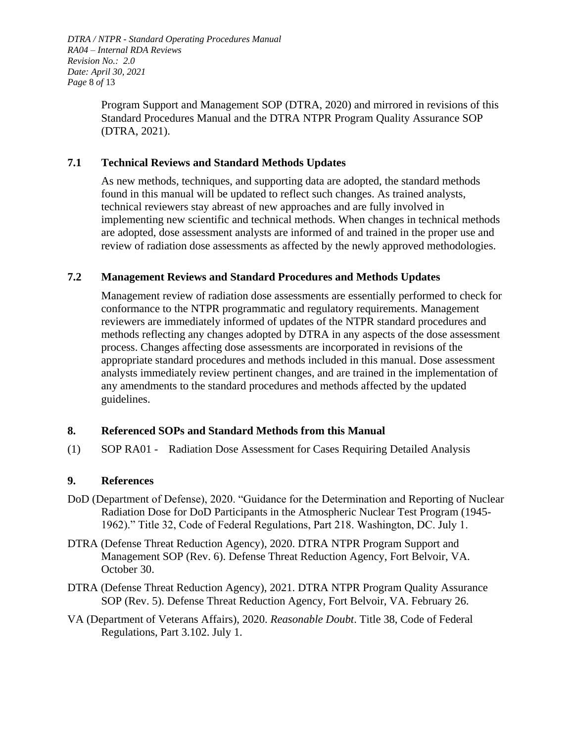Program Support and Management SOP (DTRA, 2020) and mirrored in revisions of this Standard Procedures Manual and the DTRA NTPR Program Quality Assurance SOP (DTRA, 2021).

### 7.1 Technical Reviews and Standard Methods Updates

As new methods, techniques, and supporting data are adopted, the standard methods found in this manual will be updated to reflect such changes. As trained analysts, technical reviewers stay abreast of new approaches and are fully involved in implementing new scientific and technical methods. When changes in technical methods are adopted, dose assessment analysts are informed of and trained in the proper use and review of radiation dose assessments as affected by the newly approved methodologies.

### 7.2 Management Reviews and Standard Procedures and Methods Updates

Management review of radiation dose assessments are essentially performed to check for conformance to the NTPR programmatic and regulatory requirements. Management reviewers are immediately informed of updates of the NTPR standard procedures and methods reflecting any changes adopted by DTRA in any aspects of the dose assessment process. Changes affecting dose assessments are incorporated in revisions of the appropriate standard procedures and methods included in this manual. Dose assessment analysts immediately review pertinent changes, and are trained in the implementation of any amendments to the standard procedures and methods affected by the updated guidelines.

## 8. Referenced SOPs and Standard Methods from this Manual

(1) SOP RA01 - Radiation Dose Assessment for Cases Requiring Detailed Analysis

## 9. References

DoD (Department of Defense), 2020. "Guidance for the Determination and Reporting of Nuclear Radiation Dose for DoD Participants in the Atmospheric Nuclear Test Program (1945-1962)." Title 32, Code of Federal Regulations, Part 218. Washington, DC. July 1.

DTRA (Defense Threat Reduction Agency), 2020. DTRA NTPR Program Support and Management SOP (Rev. 6). Defense Threat Reduction Agency, Fort Belvoir, VA. October 30.

DTRA (Defense Threat Reduction Agency), 2021. DTRA NTPR Program Quality Assurance SOP (Rev. 5). Defense Threat Reduction Agency, Fort Belvoir, VA. February 26.

VA (Department of Veterans Affairs), 2020. *Reasonable Doubt*. Title 38, Code of Federal Regulations, Part 3.102. July 1.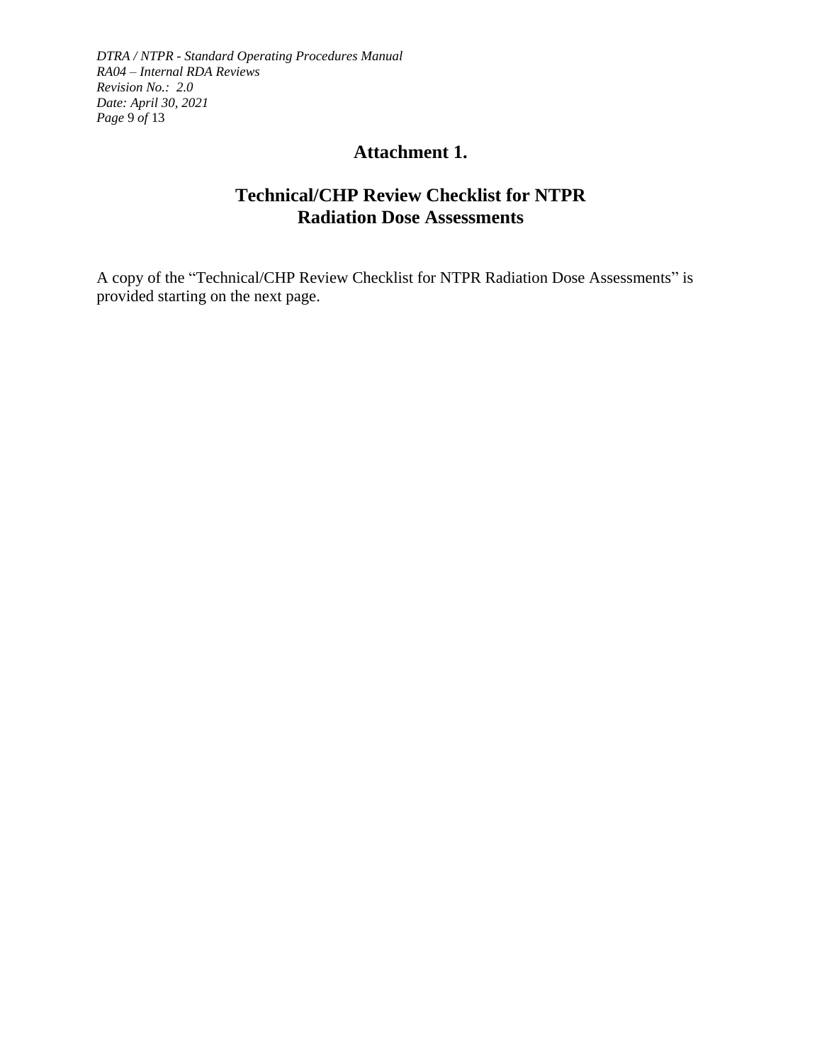# Attachment 1.

## Technical/CHP Review Checklist for NTPR Radiation Dose Assessments

A copy of the "Technical/CHP Review Checklist for NTPR Radiation Dose Assessments" is provided starting on the next page.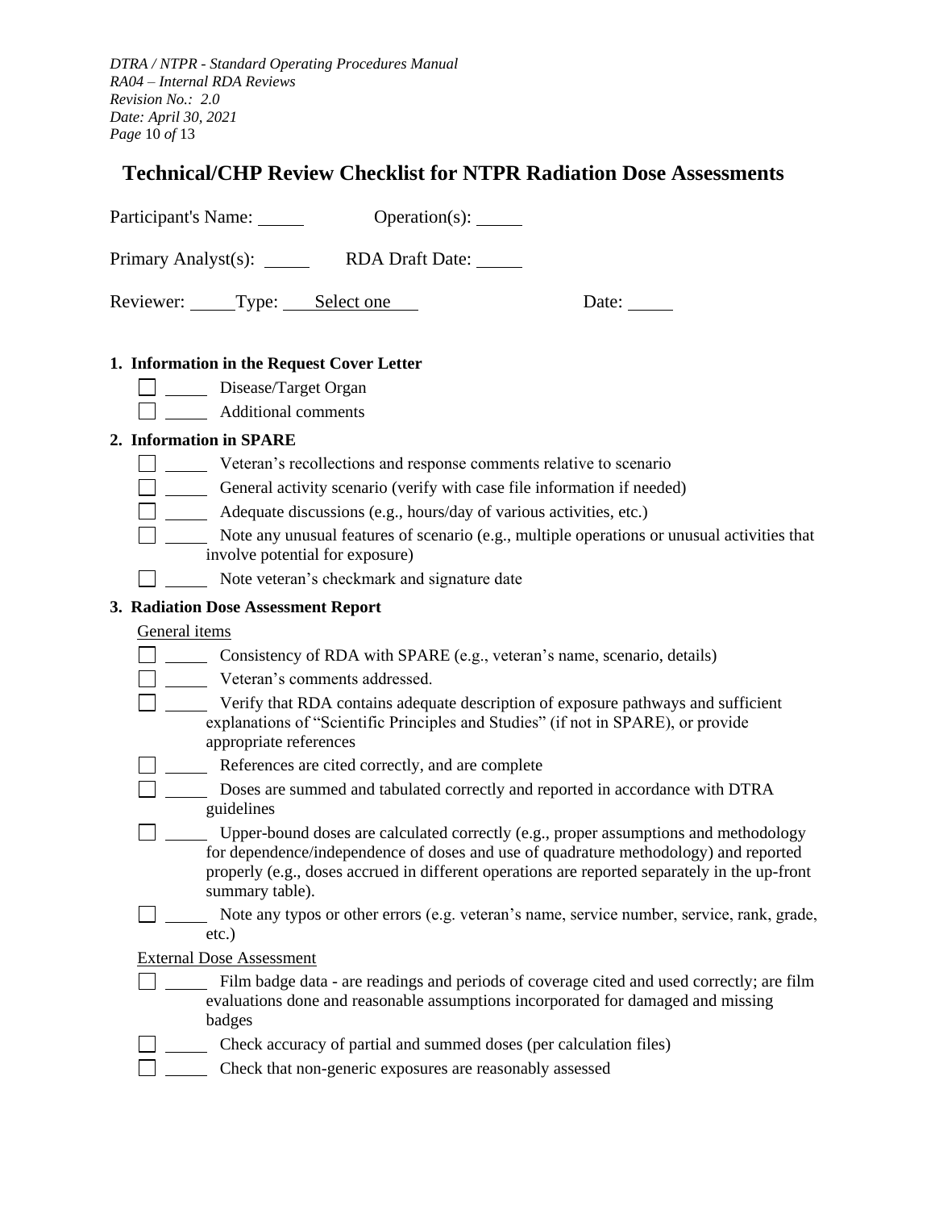# Technical/CHP Review Checklist for NTPR Radiation Dose Assessments

Participant's Name: _____ Operation(s): _____

Primary Analyst(s): _____ RDA Draft Date: _____

Reviewer: _____ Type: Select one Date: _____

**1. Information in the Request Cover Letter**

- [ ] _____ Disease/Target Organ
- [ ] _____ Additional comments

**2. Information in SPARE**

- [ ] _____ Veteran's recollections and response comments relative to scenario
- [ ] _____ General activity scenario (verify with case file information if needed)
- [ ] _____ Adequate discussions (e.g., hours/day of various activities, etc.)
- [ ] _____ Note any unusual features of scenario (e.g., multiple operations or unusual activities that involve potential for exposure)
- [ ] _____ Note veteran's checkmark and signature date

**3. Radiation Dose Assessment Report**

General items

- [ ] _____ Consistency of RDA with SPARE (e.g., veteran's name, scenario, details)
- [ ] _____ Veteran's comments addressed.
- [ ] _____ Verify that RDA contains adequate description of exposure pathways and sufficient explanations of "Scientific Principles and Studies" (if not in SPARE), or provide appropriate references
- [ ] _____ References are cited correctly, and are complete
- [ ] _____ Doses are summed and tabulated correctly and reported in accordance with DTRA guidelines
- [ ] _____ Upper-bound doses are calculated correctly (e.g., proper assumptions and methodology for dependence/independence of doses and use of quadrature methodology) and reported properly (e.g., doses accrued in different operations are reported separately in the up-front summary table).
- [ ] _____ Note any typos or other errors (e.g. veteran's name, service number, service, rank, grade, etc.)

External Dose Assessment

- [ ] _____ Film badge data - are readings and periods of coverage cited and used correctly; are film evaluations done and reasonable assumptions incorporated for damaged and missing badges
- [ ] _____ Check accuracy of partial and summed doses (per calculation files)
- [ ] _____ Check that non-generic exposures are reasonably assessed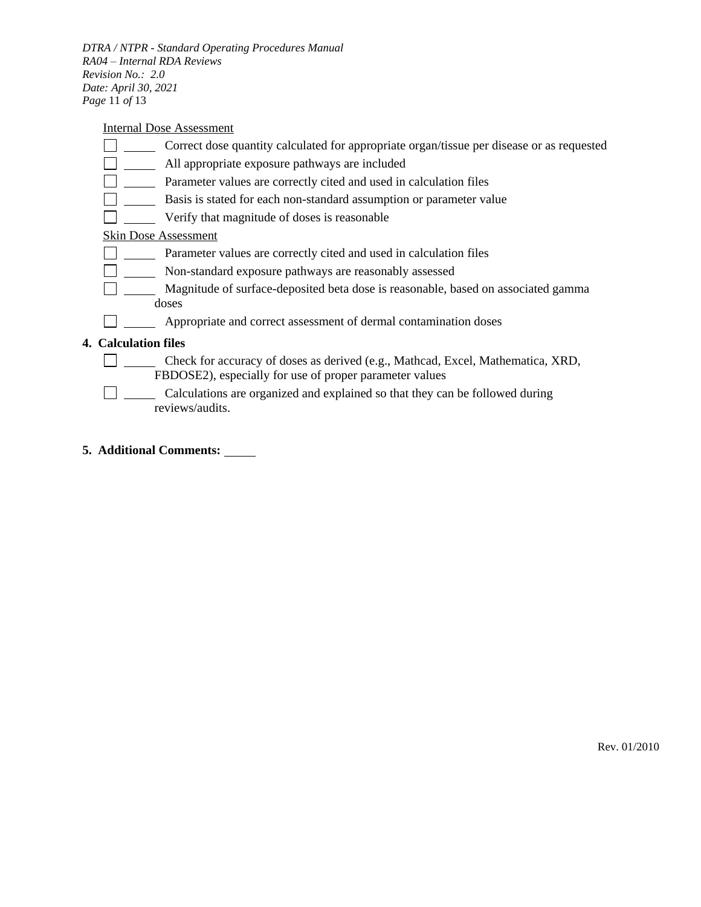Internal Dose Assessment

- [ ] _____ Correct dose quantity calculated for appropriate organ/tissue per disease or as requested
- [ ] _____ All appropriate exposure pathways are included
- [ ] _____ Parameter values are correctly cited and used in calculation files
- [ ] _____ Basis is stated for each non-standard assumption or parameter value
- [ ] _____ Verify that magnitude of doses is reasonable

Skin Dose Assessment

- [ ] _____ Parameter values are correctly cited and used in calculation files
- [ ] _____ Non-standard exposure pathways are reasonably assessed
- [ ] _____ Magnitude of surface-deposited beta dose is reasonable, based on associated gamma doses
- [ ] _____ Appropriate and correct assessment of dermal contamination doses

**4. Calculation files**

- [ ] _____ Check for accuracy of doses as derived (e.g., Mathcad, Excel, Mathematica, XRD, FBDOSE2), especially for use of proper parameter values
- [ ] _____ Calculations are organized and explained so that they can be followed during reviews/audits.

**5. Additional Comments:** _____

Rev. 01/2010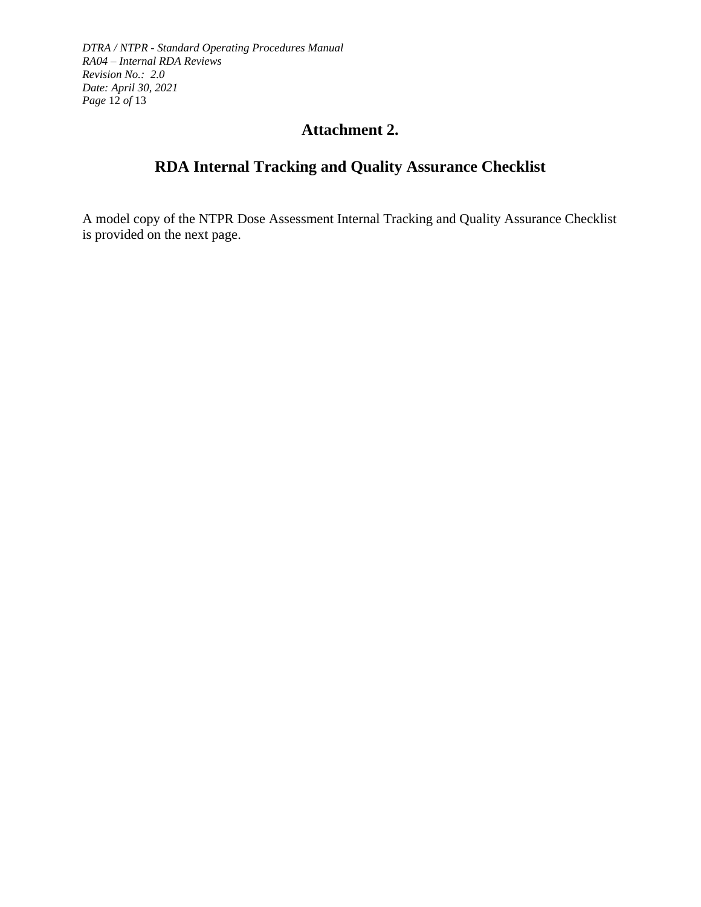# Attachment 2.

# RDA Internal Tracking and Quality Assurance Checklist

A model copy of the NTPR Dose Assessment Internal Tracking and Quality Assurance Checklist is provided on the next page.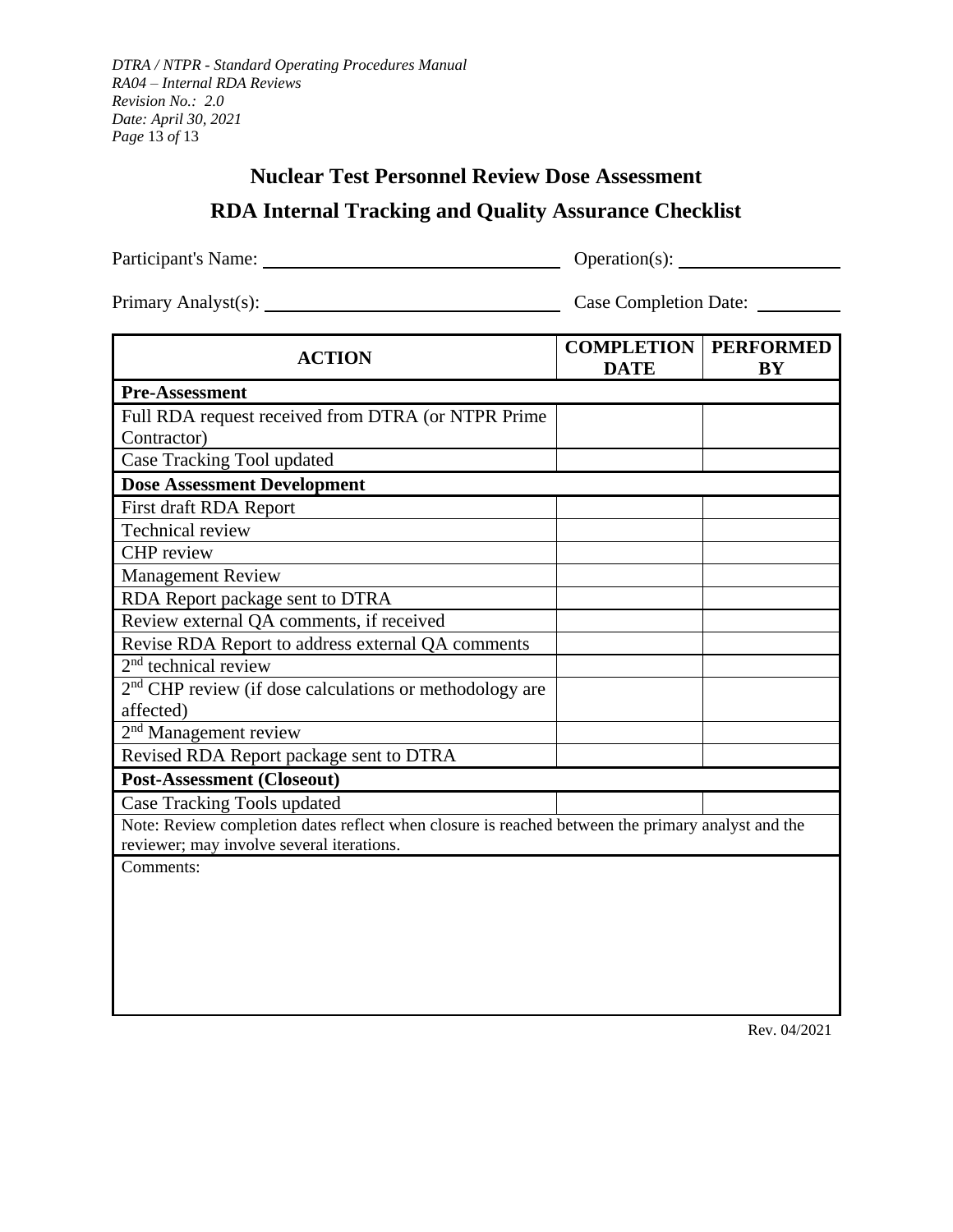## Nuclear Test Personnel Review Dose Assessment

## RDA Internal Tracking and Quality Assurance Checklist

Participant's Name: ______________________________ Operation(s): ________________

Primary Analyst(s): ______________________________ Case Completion Date: _________

| ACTION | COMPLETION DATE | PERFORMED BY |
|---|---|---|
| **Pre-Assessment** | | |
| Full RDA request received from DTRA (or NTPR Prime Contractor) | | |
| Case Tracking Tool updated | | |
| **Dose Assessment Development** | | |
| First draft RDA Report | | |
| Technical review | | |
| CHP review | | |
| Management Review | | |
| RDA Report package sent to DTRA | | |
| Review external QA comments, if received | | |
| Revise RDA Report to address external QA comments | | |
| 2nd technical review | | |
| 2nd CHP review (if dose calculations or methodology are affected) | | |
| 2nd Management review | | |
| Revised RDA Report package sent to DTRA | | |
| **Post-Assessment (Closeout)** | | |
| Case Tracking Tools updated | | |
| Note: Review completion dates reflect when closure is reached between the primary analyst and the reviewer; may involve several iterations. | | |
| Comments: | | |

Rev. 04/2021